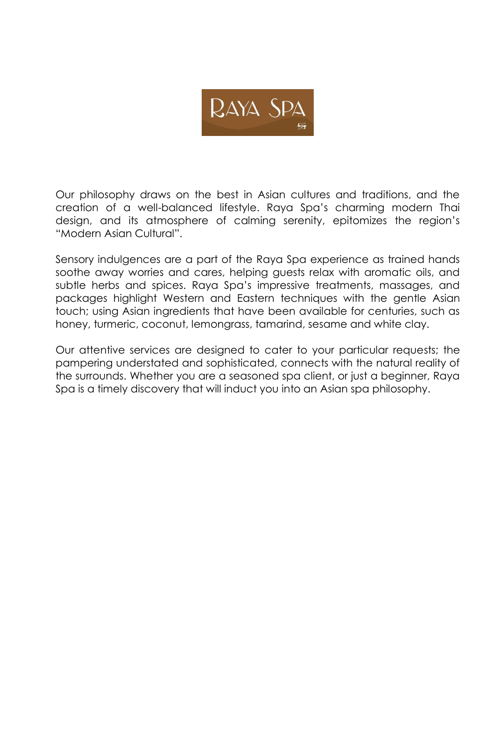# RAYA SPA

Our philosophy draws on the best in Asian cultures and traditions, and the creation of a well-balanced lifestyle. Raya Spa's charming modern Thai design, and its atmosphere of calming serenity, epitomizes the region's "Modern Asian Cultural".

Sensory indulgences are a part of the Raya Spa experience as trained hands soothe away worries and cares, helping guests relax with aromatic oils, and subtle herbs and spices. Raya Spa's impressive treatments, massages, and packages highlight Western and Eastern techniques with the gentle Asian touch; using Asian ingredients that have been available for centuries, such as honey, turmeric, coconut, lemongrass, tamarind, sesame and white clay.

Our attentive services are designed to cater to your particular requests; the pampering understated and sophisticated, connects with the natural reality of the surrounds. Whether you are a seasoned spa client, or just a beginner, Raya Spa is a timely discovery that will induct you into an Asian spa philosophy.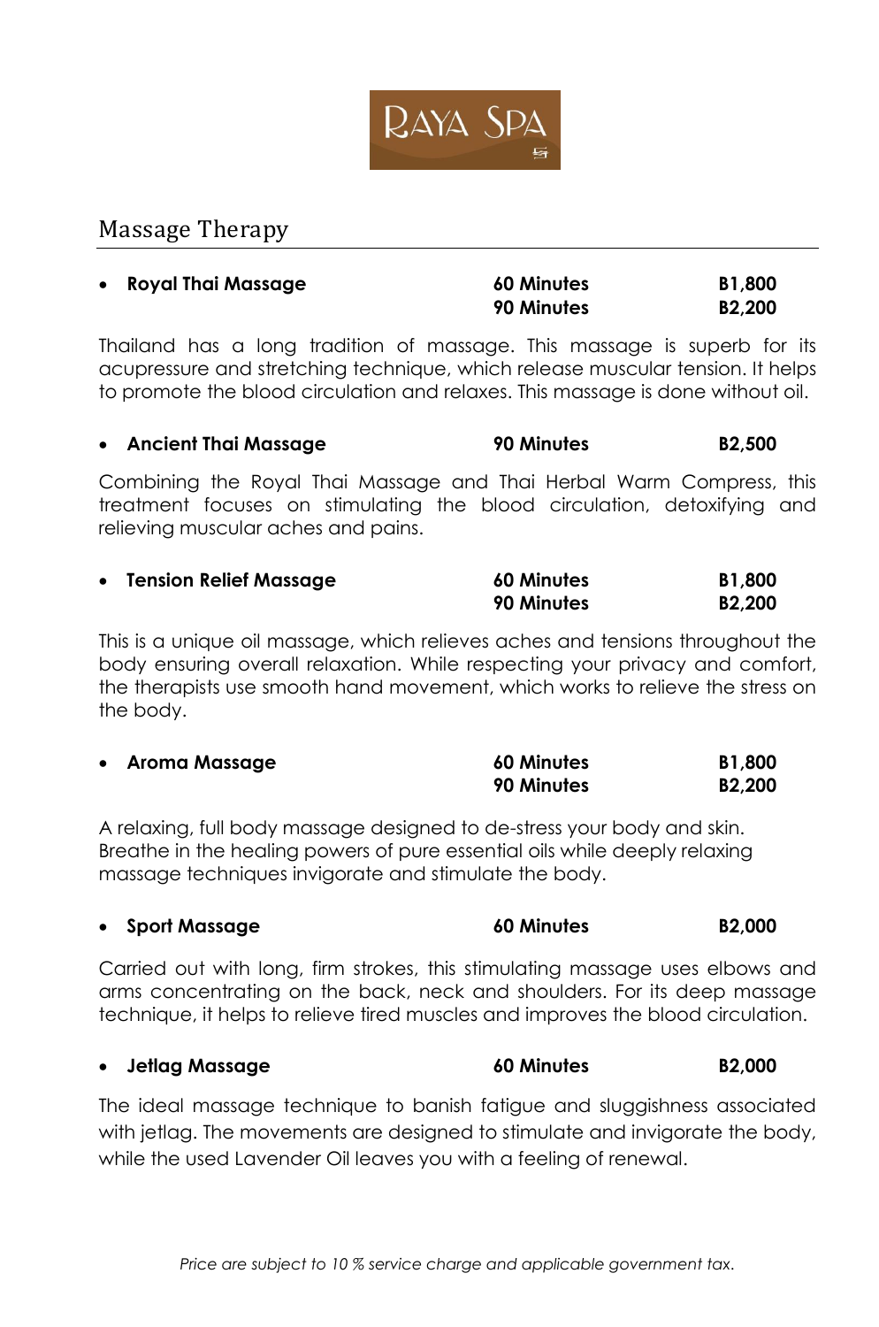RAYA SPA

## Massage Therapy

- **Royal Thai Massage** **60 Minutes** **B1,800**
  **90 Minutes** **B2,200**

Thailand has a long tradition of massage. This massage is superb for its acupressure and stretching technique, which release muscular tension. It helps to promote the blood circulation and relaxes. This massage is done without oil.

- **Ancient Thai Massage** **90 Minutes** **B2,500**

Combining the Royal Thai Massage and Thai Herbal Warm Compress, this treatment focuses on stimulating the blood circulation, detoxifying and relieving muscular aches and pains.

- **Tension Relief Massage** **60 Minutes** **B1,800**
  **90 Minutes** **B2,200**

This is a unique oil massage, which relieves aches and tensions throughout the body ensuring overall relaxation. While respecting your privacy and comfort, the therapists use smooth hand movement, which works to relieve the stress on the body.

- **Aroma Massage** **60 Minutes** **B1,800**
  **90 Minutes** **B2,200**

A relaxing, full body massage designed to de-stress your body and skin. Breathe in the healing powers of pure essential oils while deeply relaxing massage techniques invigorate and stimulate the body.

- **Sport Massage** **60 Minutes** **B2,000**

Carried out with long, firm strokes, this stimulating massage uses elbows and arms concentrating on the back, neck and shoulders. For its deep massage technique, it helps to relieve tired muscles and improves the blood circulation.

- **Jetlag Massage** **60 Minutes** **B2,000**

The ideal massage technique to banish fatigue and sluggishness associated with jetlag. The movements are designed to stimulate and invigorate the body, while the used Lavender Oil leaves you with a feeling of renewal.

*Price are subject to 10 % service charge and applicable government tax.*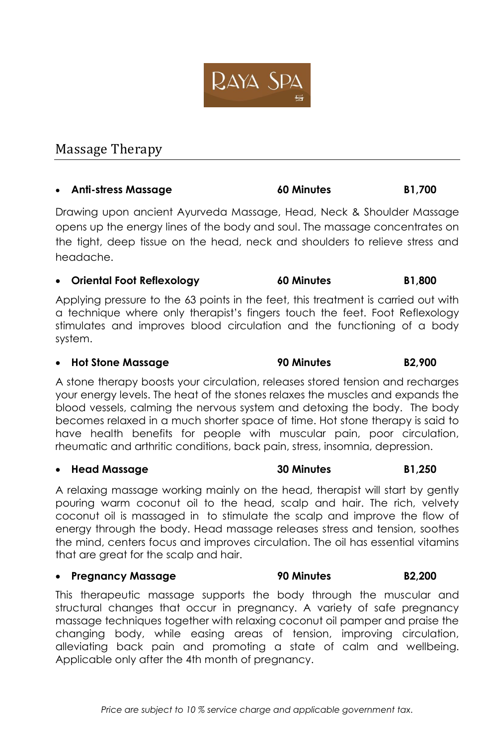RAYA SPA

## Massage Therapy

- **Anti-stress Massage** **60 Minutes** **B1,700**

Drawing upon ancient Ayurveda Massage, Head, Neck & Shoulder Massage opens up the energy lines of the body and soul. The massage concentrates on the tight, deep tissue on the head, neck and shoulders to relieve stress and headache.

- **Oriental Foot Reflexology** **60 Minutes** **B1,800**

Applying pressure to the 63 points in the feet, this treatment is carried out with a technique where only therapist's fingers touch the feet. Foot Reflexology stimulates and improves blood circulation and the functioning of a body system.

- **Hot Stone Massage** **90 Minutes** **B2,900**

A stone therapy boosts your circulation, releases stored tension and recharges your energy levels. The heat of the stones relaxes the muscles and expands the blood vessels, calming the nervous system and detoxing the body. The body becomes relaxed in a much shorter space of time. Hot stone therapy is said to have health benefits for people with muscular pain, poor circulation, rheumatic and arthritic conditions, back pain, stress, insomnia, depression.

- **Head Massage** **30 Minutes** **B1,250**

A relaxing massage working mainly on the head, therapist will start by gently pouring warm coconut oil to the head, scalp and hair. The rich, velvety coconut oil is massaged in to stimulate the scalp and improve the flow of energy through the body. Head massage releases stress and tension, soothes the mind, centers focus and improves circulation. The oil has essential vitamins that are great for the scalp and hair.

- **Pregnancy Massage** **90 Minutes** **B2,200**

This therapeutic massage supports the body through the muscular and structural changes that occur in pregnancy. A variety of safe pregnancy massage techniques together with relaxing coconut oil pamper and praise the changing body, while easing areas of tension, improving circulation, alleviating back pain and promoting a state of calm and wellbeing. Applicable only after the 4th month of pregnancy.

*Price are subject to 10 % service charge and applicable government tax.*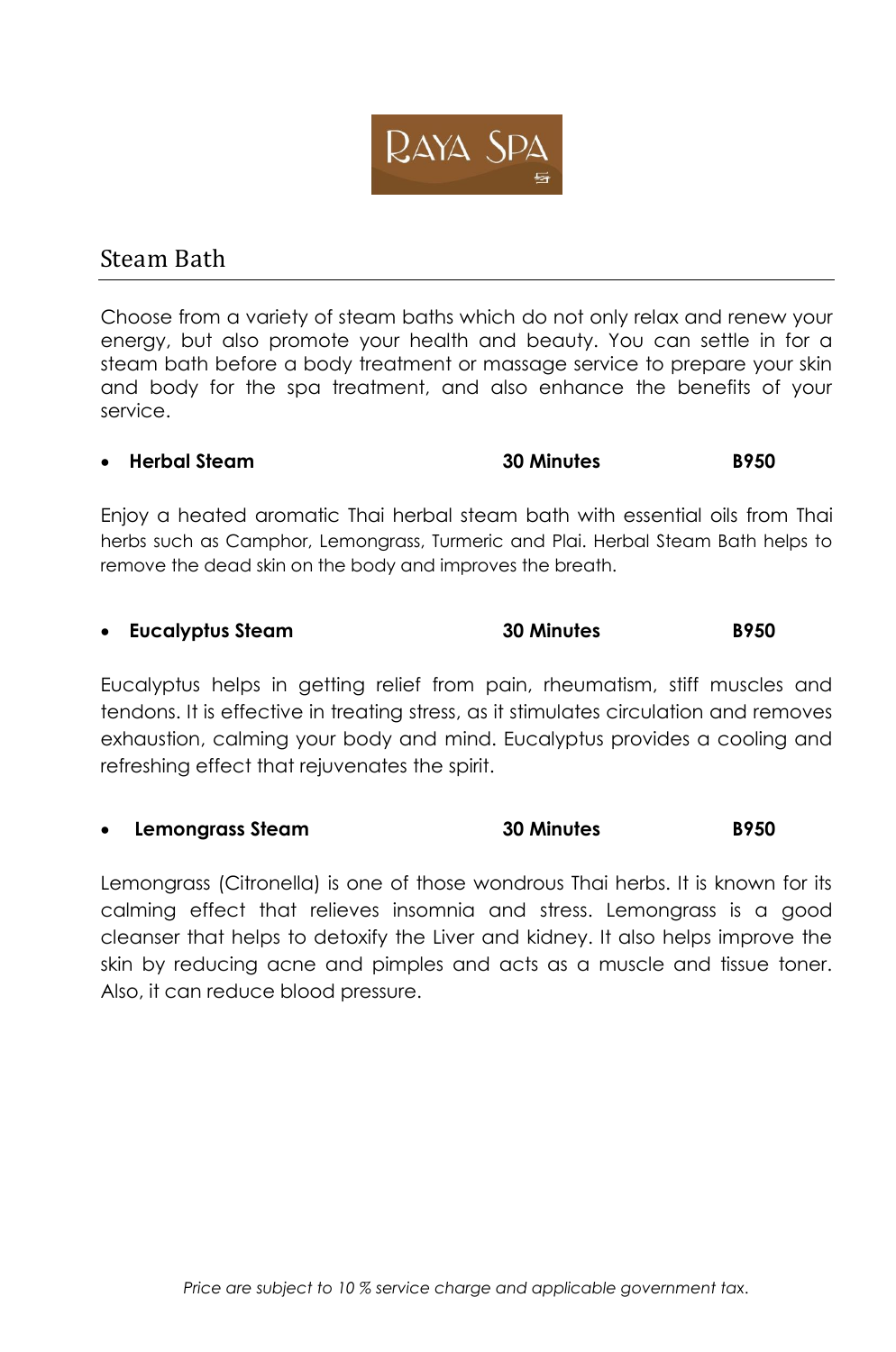RAYA SPA

## Steam Bath

Choose from a variety of steam baths which do not only relax and renew your energy, but also promote your health and beauty. You can settle in for a steam bath before a body treatment or massage service to prepare your skin and body for the spa treatment, and also enhance the benefits of your service.

- **Herbal Steam** **30 Minutes** **B950**

Enjoy a heated aromatic Thai herbal steam bath with essential oils from Thai herbs such as Camphor, Lemongrass, Turmeric and Plai. Herbal Steam Bath helps to remove the dead skin on the body and improves the breath.

- **Eucalyptus Steam** **30 Minutes** **B950**

Eucalyptus helps in getting relief from pain, rheumatism, stiff muscles and tendons. It is effective in treating stress, as it stimulates circulation and removes exhaustion, calming your body and mind. Eucalyptus provides a cooling and refreshing effect that rejuvenates the spirit.

- **Lemongrass Steam** **30 Minutes** **B950**

Lemongrass (Citronella) is one of those wondrous Thai herbs. It is known for its calming effect that relieves insomnia and stress. Lemongrass is a good cleanser that helps to detoxify the Liver and kidney. It also helps improve the skin by reducing acne and pimples and acts as a muscle and tissue toner. Also, it can reduce blood pressure.

*Price are subject to 10 % service charge and applicable government tax.*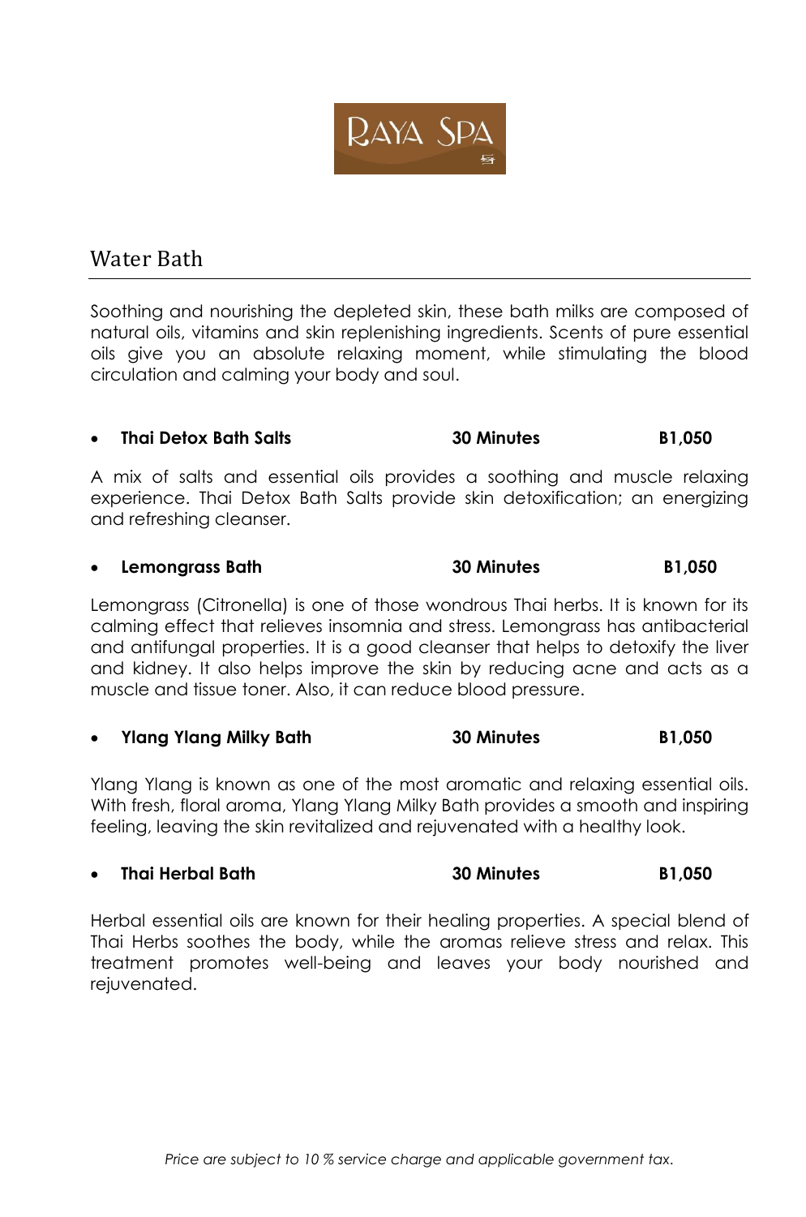RAYA SPA

## Water Bath

Soothing and nourishing the depleted skin, these bath milks are composed of natural oils, vitamins and skin replenishing ingredients. Scents of pure essential oils give you an absolute relaxing moment, while stimulating the blood circulation and calming your body and soul.

- **Thai Detox Bath Salts** **30 Minutes** **B1,050**

A mix of salts and essential oils provides a soothing and muscle relaxing experience. Thai Detox Bath Salts provide skin detoxification; an energizing and refreshing cleanser.

- **Lemongrass Bath** **30 Minutes** **B1,050**

Lemongrass (Citronella) is one of those wondrous Thai herbs. It is known for its calming effect that relieves insomnia and stress. Lemongrass has antibacterial and antifungal properties. It is a good cleanser that helps to detoxify the liver and kidney. It also helps improve the skin by reducing acne and acts as a muscle and tissue toner. Also, it can reduce blood pressure.

- **Ylang Ylang Milky Bath** **30 Minutes** **B1,050**

Ylang Ylang is known as one of the most aromatic and relaxing essential oils. With fresh, floral aroma, Ylang Ylang Milky Bath provides a smooth and inspiring feeling, leaving the skin revitalized and rejuvenated with a healthy look.

- **Thai Herbal Bath** **30 Minutes** **B1,050**

Herbal essential oils are known for their healing properties. A special blend of Thai Herbs soothes the body, while the aromas relieve stress and relax. This treatment promotes well-being and leaves your body nourished and rejuvenated.

*Price are subject to 10 % service charge and applicable government tax.*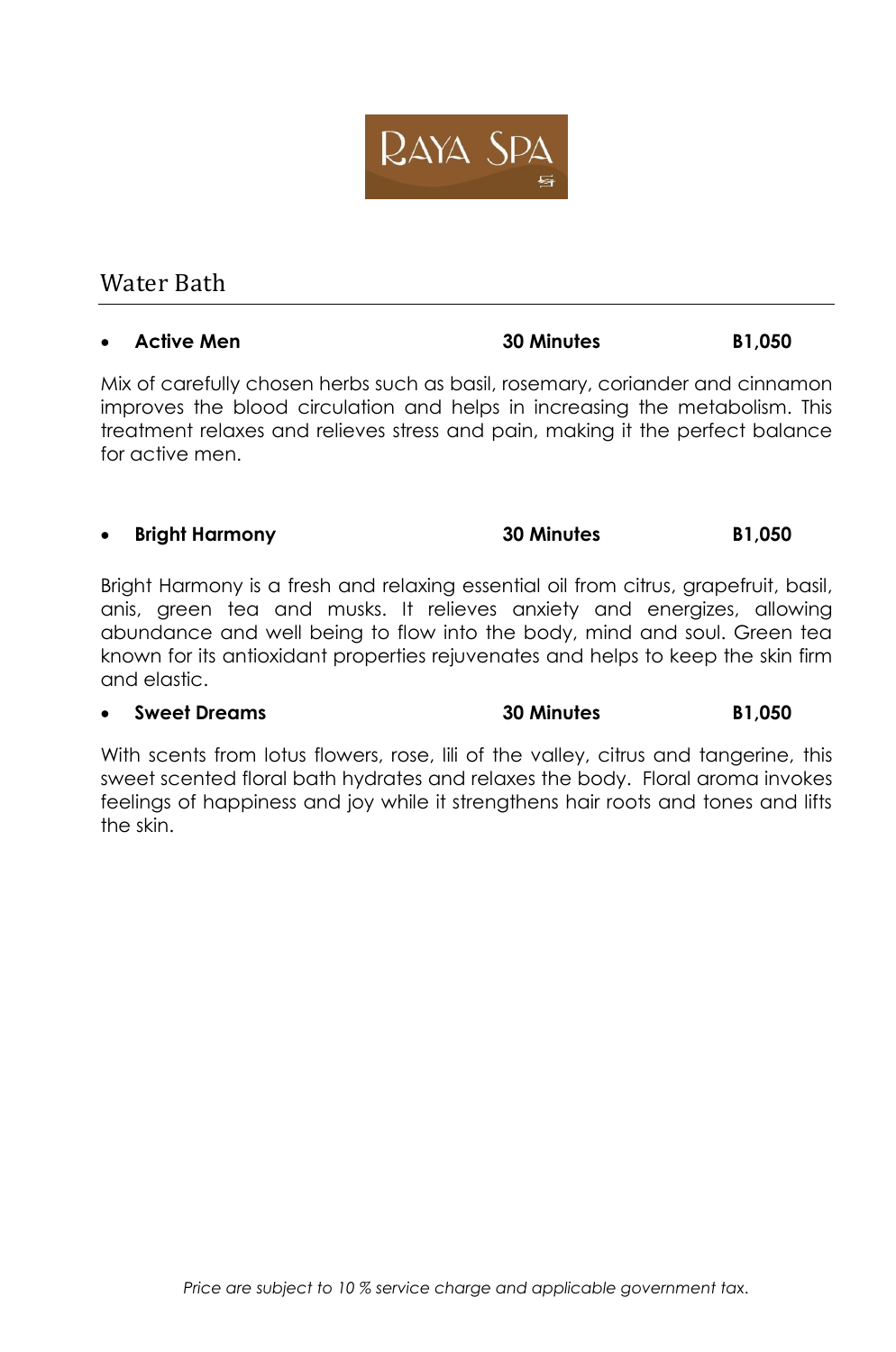RAYA SPA

## Water Bath

- **Active Men** **30 Minutes** **B1,050**

Mix of carefully chosen herbs such as basil, rosemary, coriander and cinnamon improves the blood circulation and helps in increasing the metabolism. This treatment relaxes and relieves stress and pain, making it the perfect balance for active men.

- **Bright Harmony** **30 Minutes** **B1,050**

Bright Harmony is a fresh and relaxing essential oil from citrus, grapefruit, basil, anis, green tea and musks. It relieves anxiety and energizes, allowing abundance and well being to flow into the body, mind and soul. Green tea known for its antioxidant properties rejuvenates and helps to keep the skin firm and elastic.

- **Sweet Dreams** **30 Minutes** **B1,050**

With scents from lotus flowers, rose, lili of the valley, citrus and tangerine, this sweet scented floral bath hydrates and relaxes the body. Floral aroma invokes feelings of happiness and joy while it strengthens hair roots and tones and lifts the skin.

*Price are subject to 10 % service charge and applicable government tax.*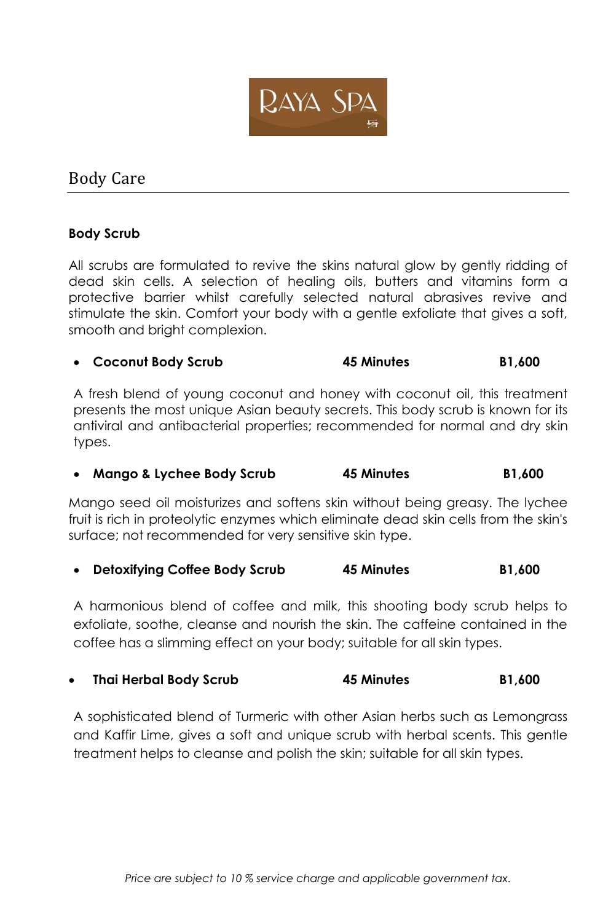RAYA SPA

## Body Care

### Body Scrub

All scrubs are formulated to revive the skins natural glow by gently ridding of dead skin cells. A selection of healing oils, butters and vitamins form a protective barrier whilst carefully selected natural abrasives revive and stimulate the skin. Comfort your body with a gentle exfoliate that gives a soft, smooth and bright complexion.

- **Coconut Body Scrub** **45 Minutes** **B1,600**

A fresh blend of young coconut and honey with coconut oil, this treatment presents the most unique Asian beauty secrets. This body scrub is known for its antiviral and antibacterial properties; recommended for normal and dry skin types.

- **Mango & Lychee Body Scrub** **45 Minutes** **B1,600**

Mango seed oil moisturizes and softens skin without being greasy. The lychee fruit is rich in proteolytic enzymes which eliminate dead skin cells from the skin's surface; not recommended for very sensitive skin type.

- **Detoxifying Coffee Body Scrub** **45 Minutes** **B1,600**

A harmonious blend of coffee and milk, this shooting body scrub helps to exfoliate, soothe, cleanse and nourish the skin. The caffeine contained in the coffee has a slimming effect on your body; suitable for all skin types.

- **Thai Herbal Body Scrub** **45 Minutes** **B1,600**

A sophisticated blend of Turmeric with other Asian herbs such as Lemongrass and Kaffir Lime, gives a soft and unique scrub with herbal scents. This gentle treatment helps to cleanse and polish the skin; suitable for all skin types.

*Price are subject to 10 % service charge and applicable government tax.*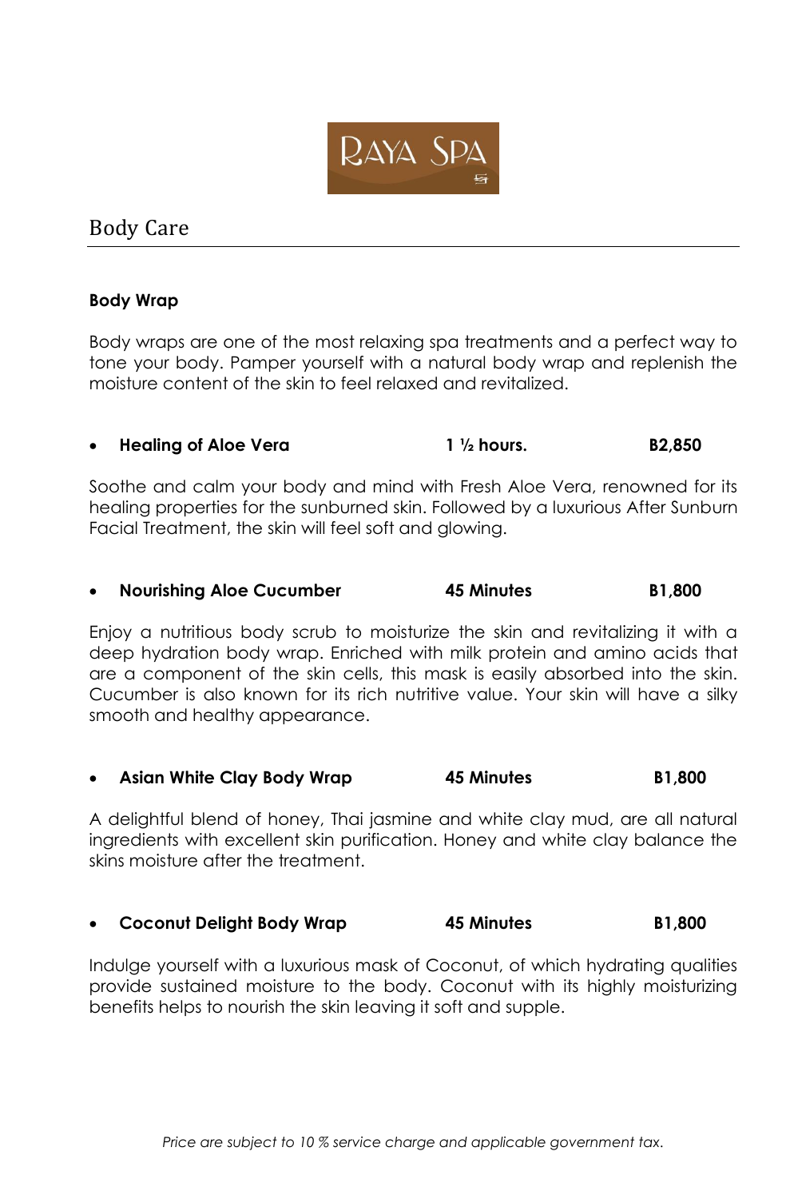RAYA SPA

## Body Care

### Body Wrap

Body wraps are one of the most relaxing spa treatments and a perfect way to tone your body. Pamper yourself with a natural body wrap and replenish the moisture content of the skin to feel relaxed and revitalized.

- **Healing of Aloe Vera** **1 ½ hours.** **B2,850**

Soothe and calm your body and mind with Fresh Aloe Vera, renowned for its healing properties for the sunburned skin. Followed by a luxurious After Sunburn Facial Treatment, the skin will feel soft and glowing.

- **Nourishing Aloe Cucumber** **45 Minutes** **B1,800**

Enjoy a nutritious body scrub to moisturize the skin and revitalizing it with a deep hydration body wrap. Enriched with milk protein and amino acids that are a component of the skin cells, this mask is easily absorbed into the skin. Cucumber is also known for its rich nutritive value. Your skin will have a silky smooth and healthy appearance.

- **Asian White Clay Body Wrap** **45 Minutes** **B1,800**

A delightful blend of honey, Thai jasmine and white clay mud, are all natural ingredients with excellent skin purification. Honey and white clay balance the skins moisture after the treatment.

- **Coconut Delight Body Wrap** **45 Minutes** **B1,800**

Indulge yourself with a luxurious mask of Coconut, of which hydrating qualities provide sustained moisture to the body. Coconut with its highly moisturizing benefits helps to nourish the skin leaving it soft and supple.

*Price are subject to 10 % service charge and applicable government tax.*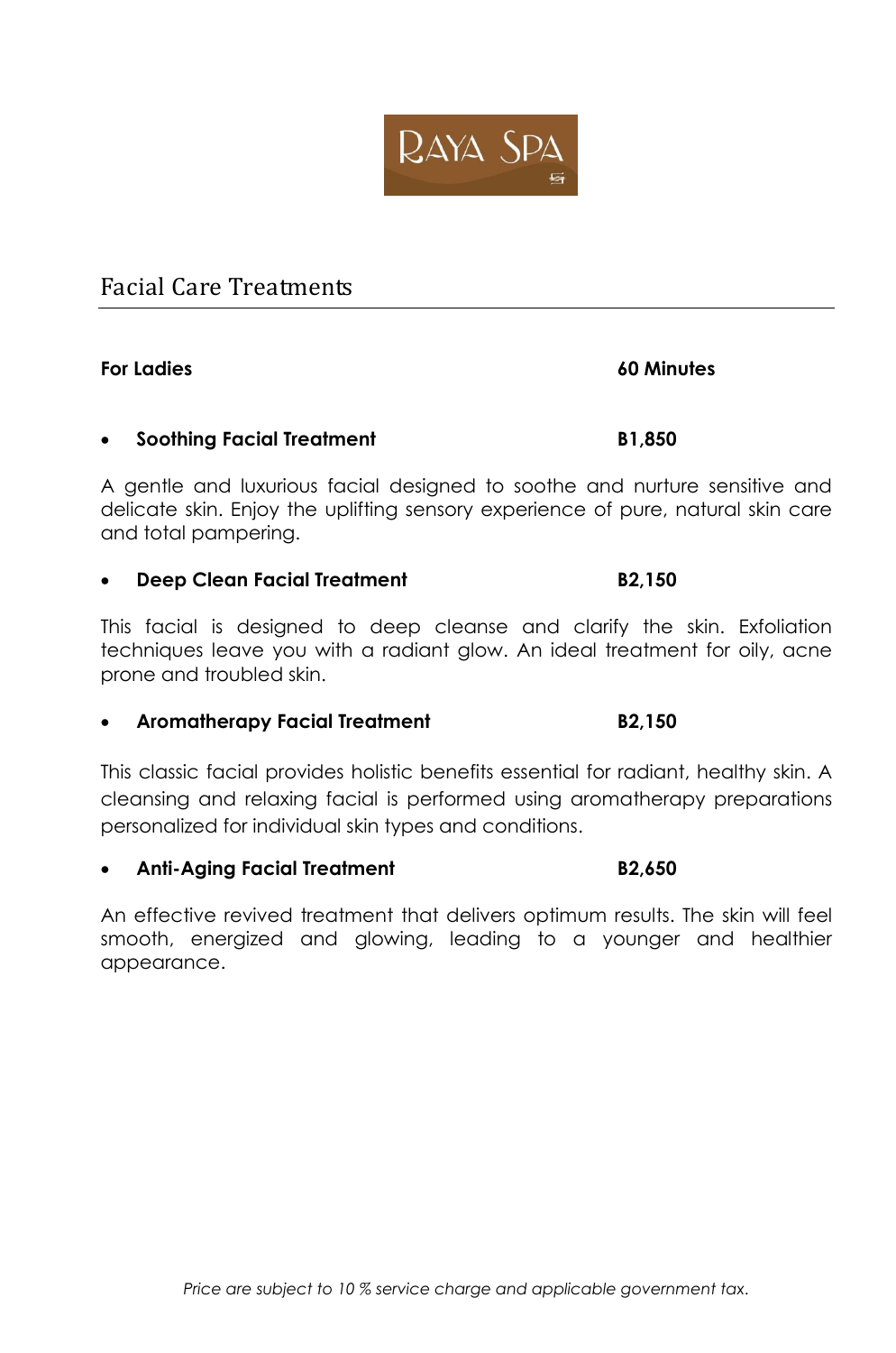RAYA SPA

## Facial Care Treatments

**For Ladies** **60 Minutes**

- **Soothing Facial Treatment** **B1,850**

A gentle and luxurious facial designed to soothe and nurture sensitive and delicate skin. Enjoy the uplifting sensory experience of pure, natural skin care and total pampering.

- **Deep Clean Facial Treatment** **B2,150**

This facial is designed to deep cleanse and clarify the skin. Exfoliation techniques leave you with a radiant glow. An ideal treatment for oily, acne prone and troubled skin.

- **Aromatherapy Facial Treatment** **B2,150**

This classic facial provides holistic benefits essential for radiant, healthy skin. A cleansing and relaxing facial is performed using aromatherapy preparations personalized for individual skin types and conditions.

- **Anti-Aging Facial Treatment** **B2,650**

An effective revived treatment that delivers optimum results. The skin will feel smooth, energized and glowing, leading to a younger and healthier appearance.

*Price are subject to 10 % service charge and applicable government tax.*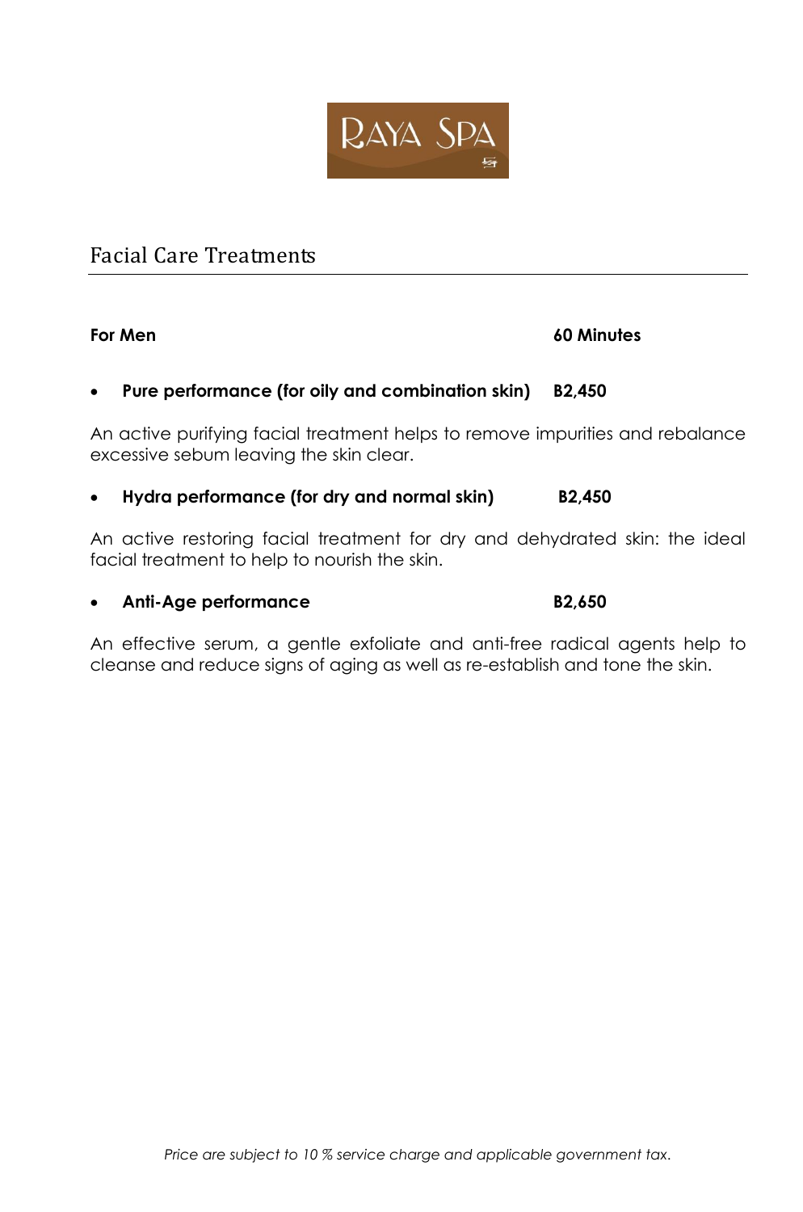RAYA SPA

## Facial Care Treatments

**For Men** **60 Minutes**

- **Pure performance (for oily and combination skin)** **B2,450**

An active purifying facial treatment helps to remove impurities and rebalance excessive sebum leaving the skin clear.

- **Hydra performance (for dry and normal skin)** **B2,450**

An active restoring facial treatment for dry and dehydrated skin: the ideal facial treatment to help to nourish the skin.

- **Anti-Age performance** **B2,650**

An effective serum, a gentle exfoliate and anti-free radical agents help to cleanse and reduce signs of aging as well as re-establish and tone the skin.

*Price are subject to 10 % service charge and applicable government tax.*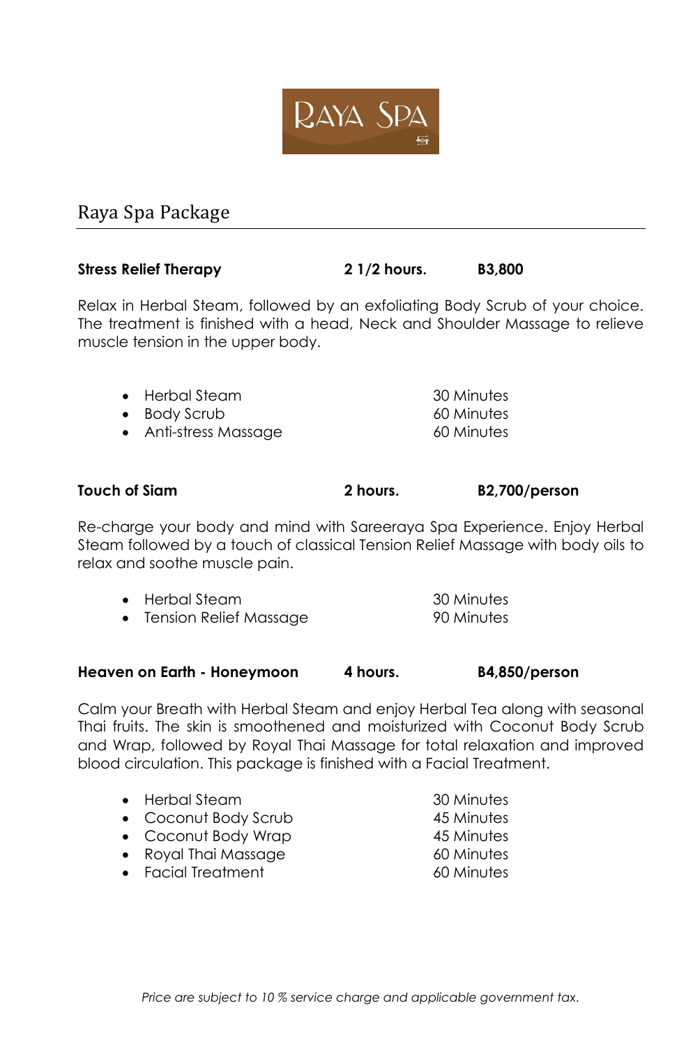RAYA SPA

## Raya Spa Package

**Stress Relief Therapy** **2 1/2 hours.** **B3,800**

Relax in Herbal Steam, followed by an exfoliating Body Scrub of your choice. The treatment is finished with a head, Neck and Shoulder Massage to relieve muscle tension in the upper body.

- Herbal Steam — 30 Minutes
- Body Scrub — 60 Minutes
- Anti-stress Massage — 60 Minutes

**Touch of Siam** **2 hours.** **B2,700/person**

Re-charge your body and mind with Sareeraya Spa Experience. Enjoy Herbal Steam followed by a touch of classical Tension Relief Massage with body oils to relax and soothe muscle pain.

- Herbal Steam — 30 Minutes
- Tension Relief Massage — 90 Minutes

**Heaven on Earth - Honeymoon** **4 hours.** **B4,850/person**

Calm your Breath with Herbal Steam and enjoy Herbal Tea along with seasonal Thai fruits. The skin is smoothened and moisturized with Coconut Body Scrub and Wrap, followed by Royal Thai Massage for total relaxation and improved blood circulation. This package is finished with a Facial Treatment.

- Herbal Steam — 30 Minutes
- Coconut Body Scrub — 45 Minutes
- Coconut Body Wrap — 45 Minutes
- Royal Thai Massage — 60 Minutes
- Facial Treatment — 60 Minutes

*Price are subject to 10 % service charge and applicable government tax.*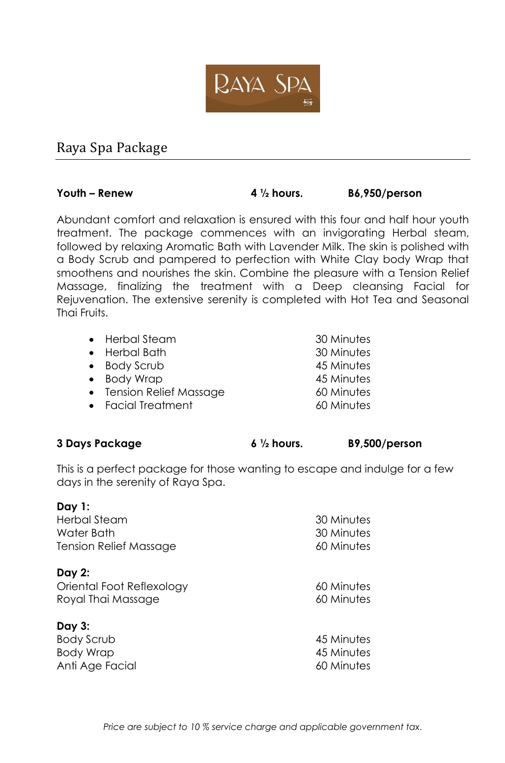RAYA SPA

## Raya Spa Package

**Youth – Renew** **4 ½ hours.** **B6,950/person**

Abundant comfort and relaxation is ensured with this four and half hour youth treatment. The package commences with an invigorating Herbal steam, followed by relaxing Aromatic Bath with Lavender Milk. The skin is polished with a Body Scrub and pampered to perfection with White Clay body Wrap that smoothens and nourishes the skin. Combine the pleasure with a Tension Relief Massage, finalizing the treatment with a Deep cleansing Facial for Rejuvenation. The extensive serenity is completed with Hot Tea and Seasonal Thai Fruits.

- Herbal Steam — 30 Minutes
- Herbal Bath — 30 Minutes
- Body Scrub — 45 Minutes
- Body Wrap — 45 Minutes
- Tension Relief Massage — 60 Minutes
- Facial Treatment — 60 Minutes

**3 Days Package** **6 ½ hours.** **B9,500/person**

This is a perfect package for those wanting to escape and indulge for a few days in the serenity of Raya Spa.

**Day 1:**

| | |
|---|---|
| Herbal Steam | 30 Minutes |
| Water Bath | 30 Minutes |
| Tension Relief Massage | 60 Minutes |

**Day 2:**

| | |
|---|---|
| Oriental Foot Reflexology | 60 Minutes |
| Royal Thai Massage | 60 Minutes |

**Day 3:**

| | |
|---|---|
| Body Scrub | 45 Minutes |
| Body Wrap | 45 Minutes |
| Anti Age Facial | 60 Minutes |

*Price are subject to 10 % service charge and applicable government tax.*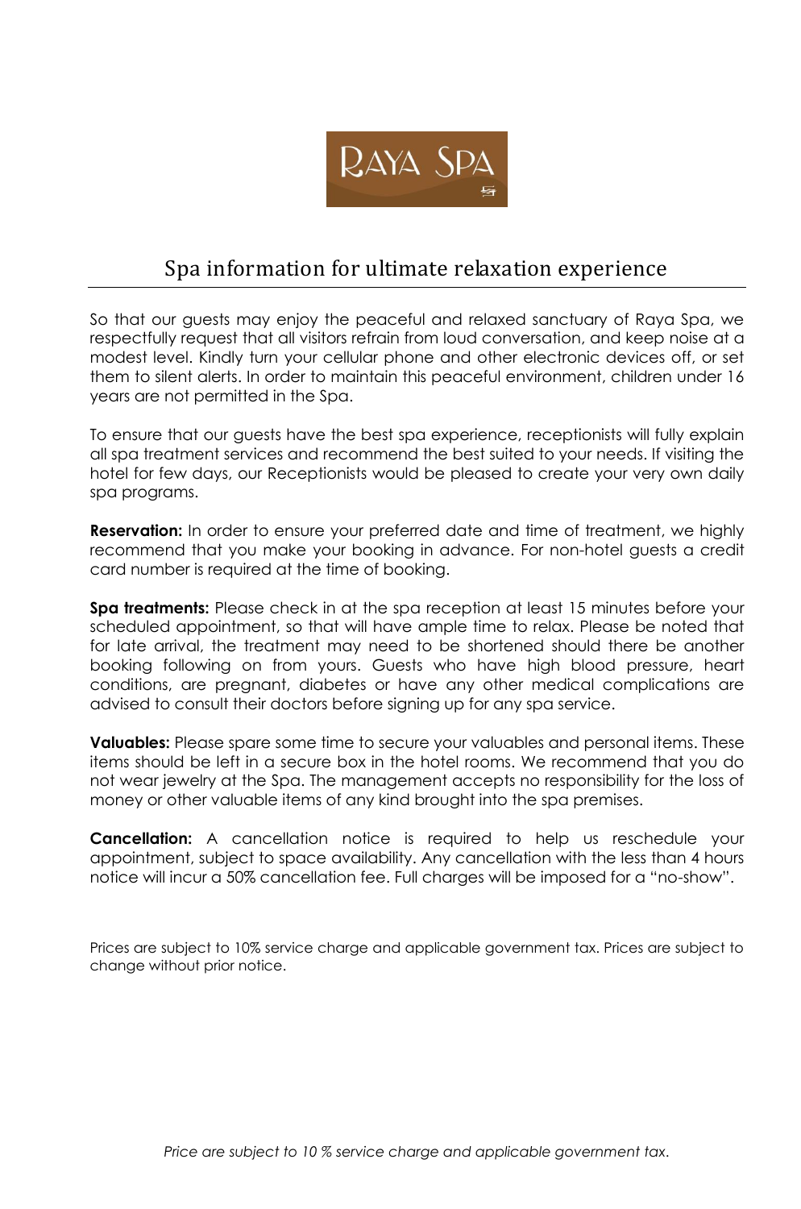RAYA SPA

## Spa information for ultimate relaxation experience

So that our guests may enjoy the peaceful and relaxed sanctuary of Raya Spa, we respectfully request that all visitors refrain from loud conversation, and keep noise at a modest level. Kindly turn your cellular phone and other electronic devices off, or set them to silent alerts. In order to maintain this peaceful environment, children under 16 years are not permitted in the Spa.

To ensure that our guests have the best spa experience, receptionists will fully explain all spa treatment services and recommend the best suited to your needs. If visiting the hotel for few days, our Receptionists would be pleased to create your very own daily spa programs.

**Reservation:** In order to ensure your preferred date and time of treatment, we highly recommend that you make your booking in advance. For non-hotel guests a credit card number is required at the time of booking.

**Spa treatments:** Please check in at the spa reception at least 15 minutes before your scheduled appointment, so that will have ample time to relax. Please be noted that for late arrival, the treatment may need to be shortened should there be another booking following on from yours. Guests who have high blood pressure, heart conditions, are pregnant, diabetes or have any other medical complications are advised to consult their doctors before signing up for any spa service.

**Valuables:** Please spare some time to secure your valuables and personal items. These items should be left in a secure box in the hotel rooms. We recommend that you do not wear jewelry at the Spa. The management accepts no responsibility for the loss of money or other valuable items of any kind brought into the spa premises.

**Cancellation:** A cancellation notice is required to help us reschedule your appointment, subject to space availability. Any cancellation with the less than 4 hours notice will incur a 50% cancellation fee. Full charges will be imposed for a "no-show".

Prices are subject to 10% service charge and applicable government tax. Prices are subject to change without prior notice.

*Price are subject to 10 % service charge and applicable government tax.*